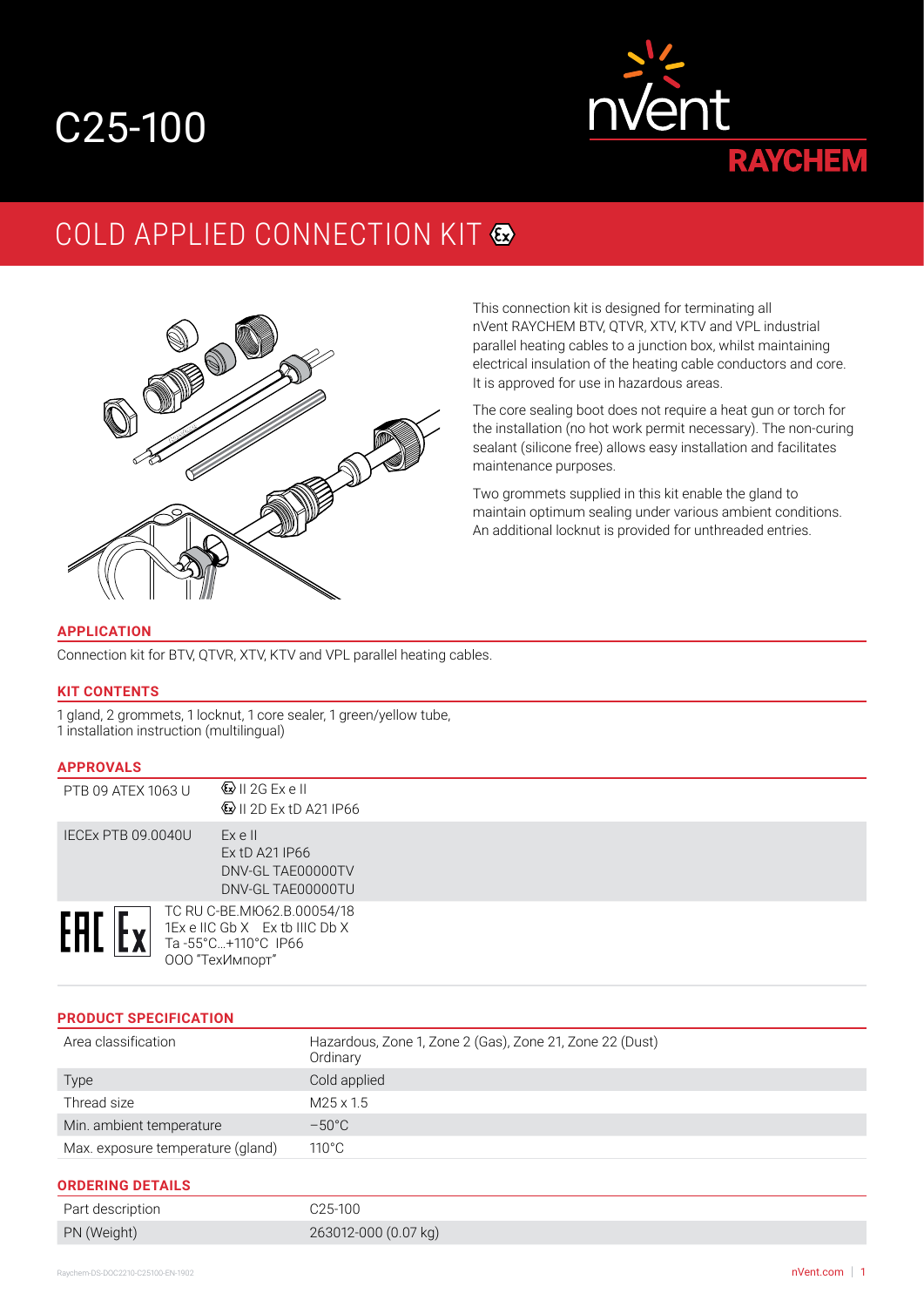# C25-100

nVent RAYCHEM

## COLD APPLIED CONNECTION KIT

This connection kit is designed for terminating all nVent RAYCHEM BTV, QTVR, XTV, KTV and VPL industrial parallel heating cables to a junction box, whilst maintaining electrical insulation of the heating cable conductors and core. It is approved for use in hazardous areas.

The core sealing boot does not require a heat gun or torch for the installation (no hot work permit necessary). The non-curing sealant (silicone free) allows easy installation and facilitates maintenance purposes.

Two grommets supplied in this kit enable the gland to maintain optimum sealing under various ambient conditions. An additional locknut is provided for unthreaded entries.

### APPLICATION

Connection kit for BTV, QTVR, XTV, KTV and VPL parallel heating cables.

### KIT CONTENTS

1 gland, 2 grommets, 1 locknut, 1 core sealer, 1 green/yellow tube,
1 installation instruction (multilingual)

### APPROVALS

| | |
|---|---|
| PTB 09 ATEX 1063 U | Ex II 2G Ex e II<br>Ex II 2D Ex tD A21 IP66 |
| IECEx PTB 09.0040U | Ex e II<br>Ex tD A21 IP66<br>DNV-GL TAE00000TV<br>DNV-GL TAE00000TU |
| EAC Ex | TC RU C-BE.MЮ62.B.00054/18<br>1Ex e IIC Gb X Ex tb IIIC Db X<br>Ta -55°C...+110°C IP66<br>ООО "ТехИмпорт" |

### PRODUCT SPECIFICATION

| | |
|---|---|
| Area classification | Hazardous, Zone 1, Zone 2 (Gas), Zone 21, Zone 22 (Dust)<br>Ordinary |
| Type | Cold applied |
| Thread size | M25 x 1.5 |
| Min. ambient temperature | –50°C |
| Max. exposure temperature (gland) | 110°C |

### ORDERING DETAILS

| | |
|---|---|
| Part description | C25-100 |
| PN (Weight) | 263012-000 (0.07 kg) |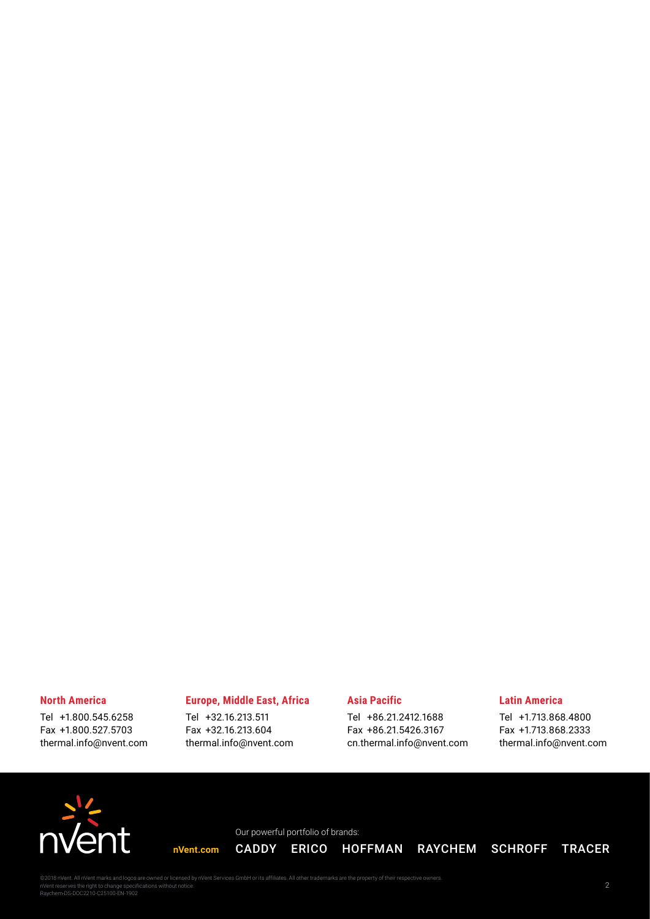#### North America

Tel +1.800.545.6258
Fax +1.800.527.5703
thermal.info@nvent.com

#### Europe, Middle East, Africa

Tel +32.16.213.511
Fax +32.16.213.604
thermal.info@nvent.com

#### Asia Pacific

Tel +86.21.2412.1688
Fax +86.21.5426.3167
cn.thermal.info@nvent.com

#### Latin America

Tel +1.713.868.4800
Fax +1.713.868.2333
thermal.info@nvent.com

nVent

Our powerful portfolio of brands:

**nVent.com** CADDY ERICO HOFFMAN RAYCHEM SCHROFF TRACER

©2018 nVent. All nVent marks and logos are owned or licensed by nVent Services GmbH or its affiliates. All other trademarks are the property of their respective owners.
nVent reserves the right to change specifications without notice.
Raychem-DS-DOC2210-C25100-EN-1902